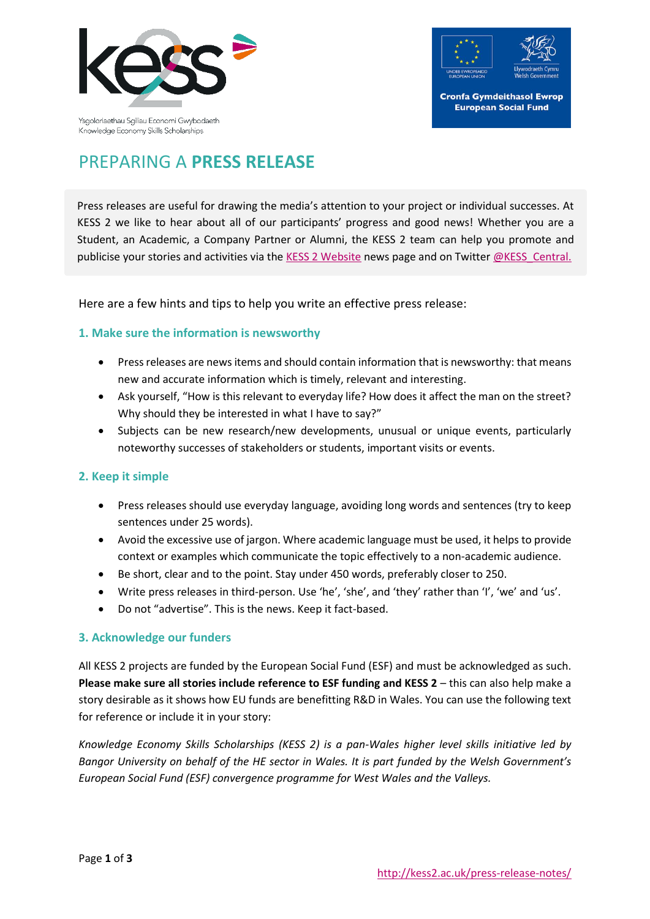Ysgoloriaethau Sgiliau Economi Gwybodaeth
Knowledge Economy Skills Scholarships

Cronfa Gymdeithasol Ewrop
European Social Fund

# PREPARING A **PRESS RELEASE**

Press releases are useful for drawing the media's attention to your project or individual successes. At KESS 2 we like to hear about all of our participants' progress and good news! Whether you are a Student, an Academic, a Company Partner or Alumni, the KESS 2 team can help you promote and publicise your stories and activities via the KESS 2 Website news page and on Twitter @KESS_Central.

Here are a few hints and tips to help you write an effective press release:

### 1. Make sure the information is newsworthy

- Press releases are news items and should contain information that is newsworthy: that means new and accurate information which is timely, relevant and interesting.
- Ask yourself, "How is this relevant to everyday life? How does it affect the man on the street? Why should they be interested in what I have to say?"
- Subjects can be new research/new developments, unusual or unique events, particularly noteworthy successes of stakeholders or students, important visits or events.

### 2. Keep it simple

- Press releases should use everyday language, avoiding long words and sentences (try to keep sentences under 25 words).
- Avoid the excessive use of jargon. Where academic language must be used, it helps to provide context or examples which communicate the topic effectively to a non-academic audience.
- Be short, clear and to the point. Stay under 450 words, preferably closer to 250.
- Write press releases in third-person. Use 'he', 'she', and 'they' rather than 'I', 'we' and 'us'.
- Do not "advertise". This is the news. Keep it fact-based.

### 3. Acknowledge our funders

All KESS 2 projects are funded by the European Social Fund (ESF) and must be acknowledged as such. **Please make sure all stories include reference to ESF funding and KESS 2** – this can also help make a story desirable as it shows how EU funds are benefitting R&D in Wales. You can use the following text for reference or include it in your story:

*Knowledge Economy Skills Scholarships (KESS 2) is a pan-Wales higher level skills initiative led by Bangor University on behalf of the HE sector in Wales. It is part funded by the Welsh Government's European Social Fund (ESF) convergence programme for West Wales and the Valleys.*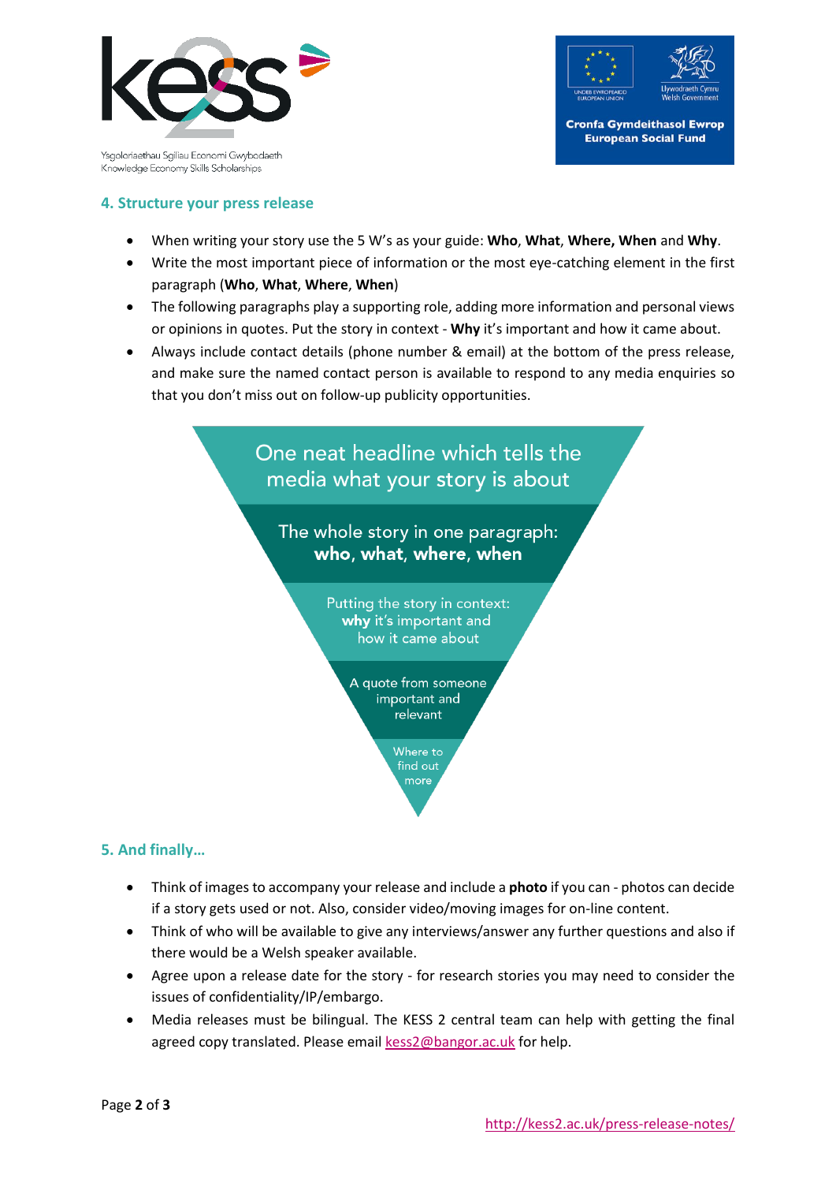## 4. Structure your press release

- When writing your story use the 5 W's as your guide: **Who**, **What**, **Where, When** and **Why**.
- Write the most important piece of information or the most eye-catching element in the first paragraph (**Who**, **What**, **Where**, **When**)
- The following paragraphs play a supporting role, adding more information and personal views or opinions in quotes. Put the story in context - **Why** it's important and how it came about.
- Always include contact details (phone number & email) at the bottom of the press release, and make sure the named contact person is available to respond to any media enquiries so that you don't miss out on follow-up publicity opportunities.

One neat headline which tells the media what your story is about

The whole story in one paragraph: **who**, **what**, **where**, **when**

Putting the story in context: **why** it's important and how it came about

A quote from someone important and relevant

Where to find out more

## 5. And finally…

- Think of images to accompany your release and include a **photo** if you can - photos can decide if a story gets used or not. Also, consider video/moving images for on-line content.
- Think of who will be available to give any interviews/answer any further questions and also if there would be a Welsh speaker available.
- Agree upon a release date for the story - for research stories you may need to consider the issues of confidentiality/IP/embargo.
- Media releases must be bilingual. The KESS 2 central team can help with getting the final agreed copy translated. Please email kess2@bangor.ac.uk for help.

http://kess2.ac.uk/press-release-notes/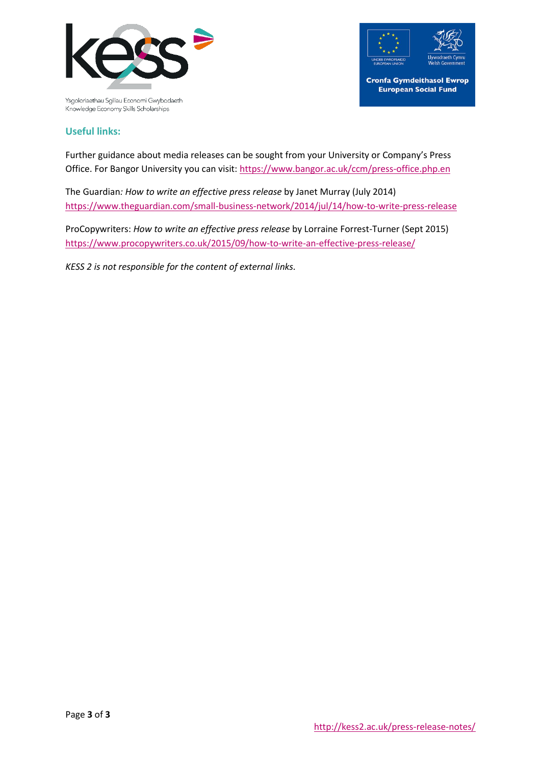## Useful links:

Further guidance about media releases can be sought from your University or Company's Press Office. For Bangor University you can visit: https://www.bangor.ac.uk/ccm/press-office.php.en

The Guardian*: How to write an effective press release* by Janet Murray (July 2014) https://www.theguardian.com/small-business-network/2014/jul/14/how-to-write-press-release

ProCopywriters: *How to write an effective press release* by Lorraine Forrest-Turner (Sept 2015) https://www.procopywriters.co.uk/2015/09/how-to-write-an-effective-press-release/

*KESS 2 is not responsible for the content of external links.*